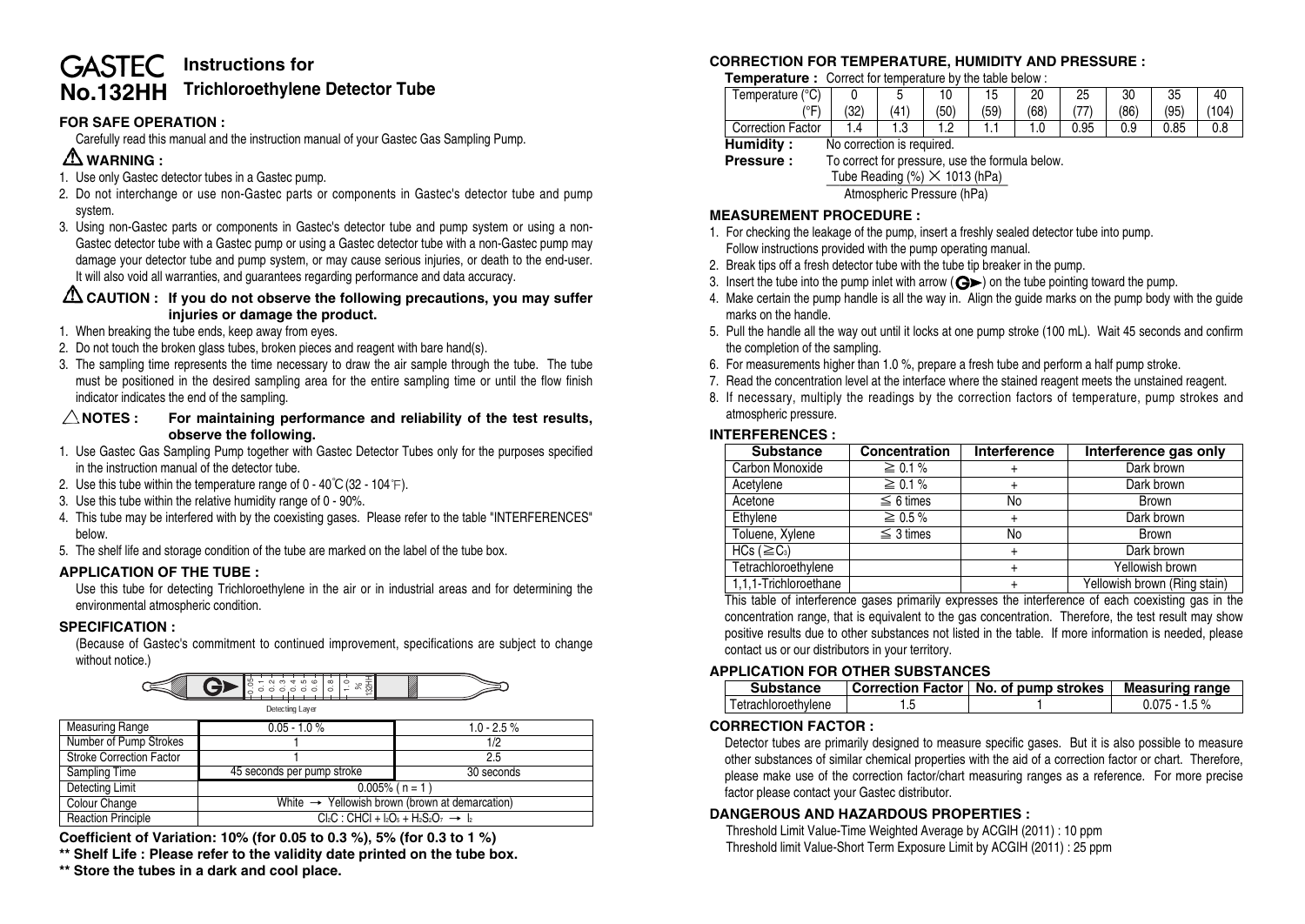# GASTEC No.132HH Instructions for Trichloroethylene Detector Tube

## FOR SAFE OPERATION :

Carefully read this manual and the instruction manual of your Gastec Gas Sampling Pump.

### ⚠ WARNING :

1. Use only Gastec detector tubes in a Gastec pump.
2. Do not interchange or use non-Gastec parts or components in Gastec's detector tube and pump system.
3. Using non-Gastec parts or components in Gastec's detector tube and pump system or using a non-Gastec detector tube with a Gastec pump or using a Gastec detector tube with a non-Gastec pump may damage your detector tube and pump system, or may cause serious injuries, or death to the end-user. It will also void all warranties, and guarantees regarding performance and data accuracy.

### ⚠ CAUTION : If you do not observe the following precautions, you may suffer injuries or damage the product.

1. When breaking the tube ends, keep away from eyes.
2. Do not touch the broken glass tubes, broken pieces and reagent with bare hand(s).
3. The sampling time represents the time necessary to draw the air sample through the tube. The tube must be positioned in the desired sampling area for the entire sampling time or until the flow finish indicator indicates the end of the sampling.

### △ NOTES : For maintaining performance and reliability of the test results, observe the following.

1. Use Gastec Gas Sampling Pump together with Gastec Detector Tubes only for the purposes specified in the instruction manual of the detector tube.
2. Use this tube within the temperature range of 0 - 40℃ (32 - 104℉).
3. Use this tube within the relative humidity range of 0 - 90%.
4. This tube may be interfered with by the coexisting gases. Please refer to the table "INTERFERENCES" below.
5. The shelf life and storage condition of the tube are marked on the label of the tube box.

## APPLICATION OF THE TUBE :

Use this tube for detecting Trichloroethylene in the air or in industrial areas and for determining the environmental atmospheric condition.

## SPECIFICATION :

(Because of Gastec's commitment to continued improvement, specifications are subject to change without notice.)

Detecting Layer

| Measuring Range | 0.05 - 1.0 % | 1.0 - 2.5 % |
|---|---|---|
| Number of Pump Strokes | 1 | 1/2 |
| Stroke Correction Factor | 1 | 2.5 |
| Sampling Time | 45 seconds per pump stroke | 30 seconds |
| Detecting Limit | 0.005% ( n = 1 ) | |
| Colour Change | White → Yellowish brown (brown at demarcation) | |
| Reaction Principle | $Cl_2C : CHCl + I_2O_5 + H_2S_2O_7 \rightarrow I_2$ | |

**Coefficient of Variation: 10% (for 0.05 to 0.3 %), 5% (for 0.3 to 1 %)**

**\*\* Shelf Life : Please refer to the validity date printed on the tube box.**

**\*\* Store the tubes in a dark and cool place.**

## CORRECTION FOR TEMPERATURE, HUMIDITY AND PRESSURE :

**Temperature :** Correct for temperature by the table below :

| Temperature (°C) | 0 | 5 | 10 | 15 | 20 | 25 | 30 | 35 | 40 |
|---|---|---|---|---|---|---|---|---|---|
| (°F) | (32) | (41) | (50) | (59) | (68) | (77) | (86) | (95) | (104) |
| Correction Factor | 1.4 | 1.3 | 1.2 | 1.1 | 1.0 | 0.95 | 0.9 | 0.85 | 0.8 |

**Humidity :** No correction is required.

**Pressure :** To correct for pressure, use the formula below.

$$\frac{\text{Tube Reading (\%)} \times 1013 \text{ (hPa)}}{\text{Atmospheric Pressure (hPa)}}$$

## MEASUREMENT PROCEDURE :

1. For checking the leakage of the pump, insert a freshly sealed detector tube into pump. Follow instructions provided with the pump operating manual.
2. Break tips off a fresh detector tube with the tube tip breaker in the pump.
3. Insert the tube into the pump inlet with arrow (G►) on the tube pointing toward the pump.
4. Make certain the pump handle is all the way in. Align the guide marks on the pump body with the guide marks on the handle.
5. Pull the handle all the way out until it locks at one pump stroke (100 mL). Wait 45 seconds and confirm the completion of the sampling.
6. For measurements higher than 1.0 %, prepare a fresh tube and perform a half pump stroke.
7. Read the concentration level at the interface where the stained reagent meets the unstained reagent.
8. If necessary, multiply the readings by the correction factors of temperature, pump strokes and atmospheric pressure.

## INTERFERENCES :

| Substance | Concentration | Interference | Interference gas only |
|---|---|---|---|
| Carbon Monoxide | ≧ 0.1 % | + | Dark brown |
| Acetylene | ≧ 0.1 % | + | Dark brown |
| Acetone | ≦ 6 times | No | Brown |
| Ethylene | ≧ 0.5 % | + | Dark brown |
| Toluene, Xylene | ≦ 3 times | No | Brown |
| HCs (≧$C_3$) | | + | Dark brown |
| Tetrachloroethylene | | + | Yellowish brown |
| 1,1,1-Trichloroethane | | + | Yellowish brown (Ring stain) |

This table of interference gases primarily expresses the interference of each coexisting gas in the concentration range, that is equivalent to the gas concentration. Therefore, the test result may show positive results due to other substances not listed in the table. If more information is needed, please contact us or our distributors in your territory.

## APPLICATION FOR OTHER SUBSTANCES

| Substance | Correction Factor | No. of pump strokes | Measuring range |
|---|---|---|---|
| Tetrachloroethylene | 1.5 | 1 | 0.075 - 1.5 % |

## CORRECTION FACTOR :

Detector tubes are primarily designed to measure specific gases. But it is also possible to measure other substances of similar chemical properties with the aid of a correction factor or chart. Therefore, please make use of the correction factor/chart measuring ranges as a reference. For more precise factor please contact your Gastec distributor.

## DANGEROUS AND HAZARDOUS PROPERTIES :

Threshold Limit Value-Time Weighted Average by ACGIH (2011) : 10 ppm

Threshold limit Value-Short Term Exposure Limit by ACGIH (2011) : 25 ppm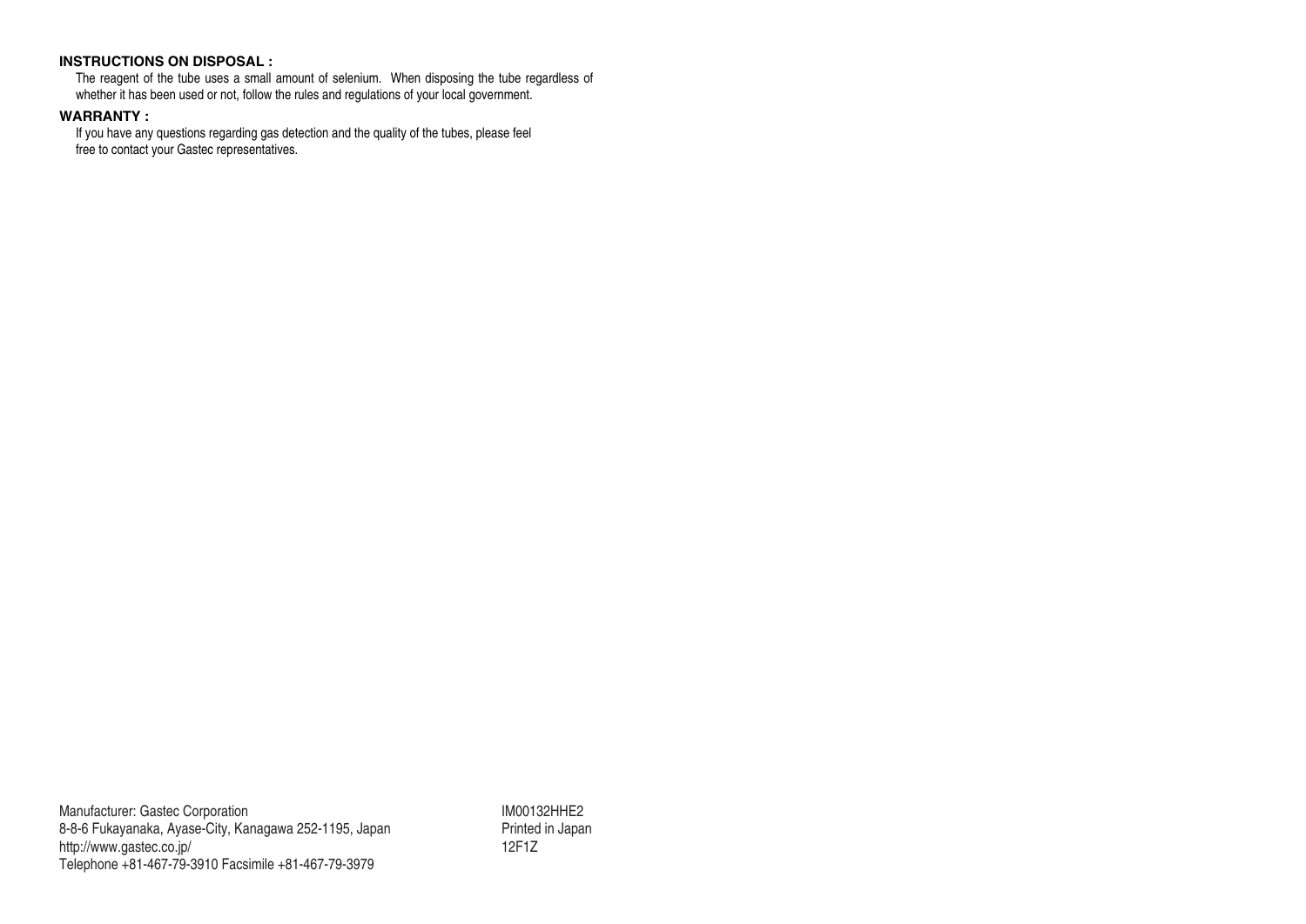**INSTRUCTIONS ON DISPOSAL :**

The reagent of the tube uses a small amount of selenium. When disposing the tube regardless of whether it has been used or not, follow the rules and regulations of your local government.

**WARRANTY :**

If you have any questions regarding gas detection and the quality of the tubes, please feel free to contact your Gastec representatives.

Manufacturer: Gastec Corporation
8-8-6 Fukayanaka, Ayase-City, Kanagawa 252-1195, Japan
http://www.gastec.co.jp/
Telephone +81-467-79-3910 Facsimile +81-467-79-3979

IM00132HHE2
Printed in Japan
12F1Z